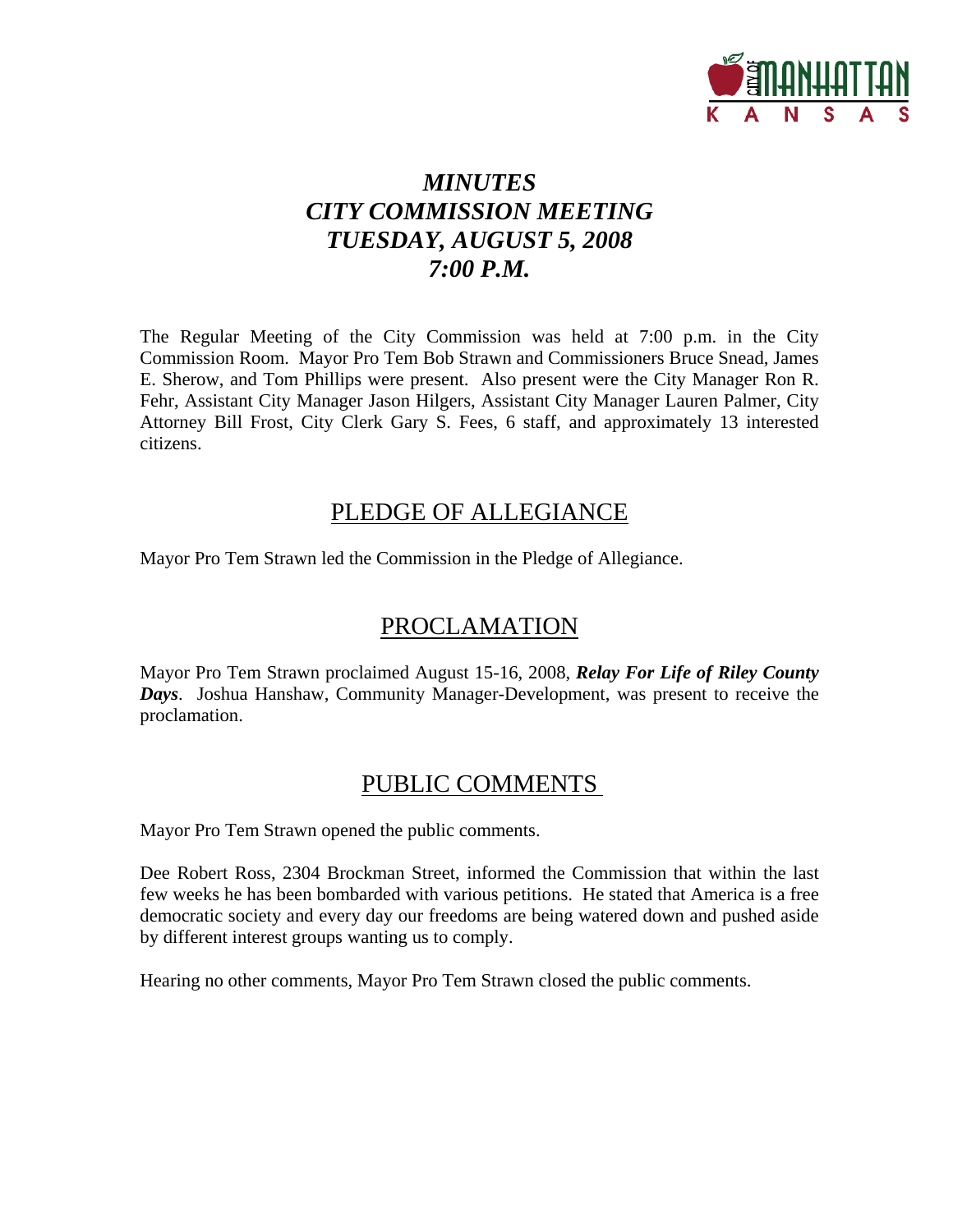# *MINUTES*
# *CITY COMMISSION MEETING*
# *TUESDAY, AUGUST 5, 2008*
# *7:00 P.M.*

The Regular Meeting of the City Commission was held at 7:00 p.m. in the City Commission Room. Mayor Pro Tem Bob Strawn and Commissioners Bruce Snead, James E. Sherow, and Tom Phillips were present. Also present were the City Manager Ron R. Fehr, Assistant City Manager Jason Hilgers, Assistant City Manager Lauren Palmer, City Attorney Bill Frost, City Clerk Gary S. Fees, 6 staff, and approximately 13 interested citizens.

## PLEDGE OF ALLEGIANCE

Mayor Pro Tem Strawn led the Commission in the Pledge of Allegiance.

## PROCLAMATION

Mayor Pro Tem Strawn proclaimed August 15-16, 2008, ***Relay For Life of Riley County Days***. Joshua Hanshaw, Community Manager-Development, was present to receive the proclamation.

## PUBLIC COMMENTS

Mayor Pro Tem Strawn opened the public comments.

Dee Robert Ross, 2304 Brockman Street, informed the Commission that within the last few weeks he has been bombarded with various petitions. He stated that America is a free democratic society and every day our freedoms are being watered down and pushed aside by different interest groups wanting us to comply.

Hearing no other comments, Mayor Pro Tem Strawn closed the public comments.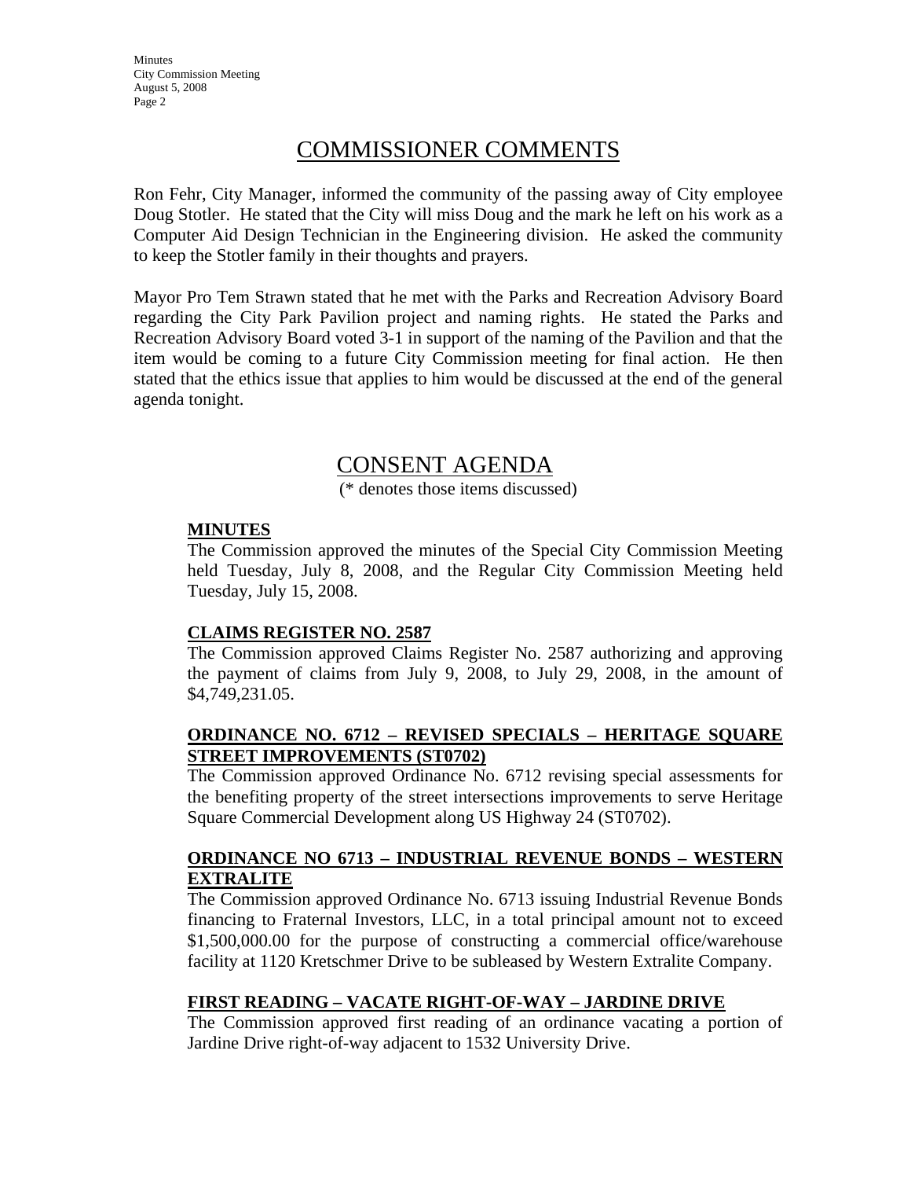## COMMISSIONER COMMENTS

Ron Fehr, City Manager, informed the community of the passing away of City employee Doug Stotler. He stated that the City will miss Doug and the mark he left on his work as a Computer Aid Design Technician in the Engineering division. He asked the community to keep the Stotler family in their thoughts and prayers.

Mayor Pro Tem Strawn stated that he met with the Parks and Recreation Advisory Board regarding the City Park Pavilion project and naming rights. He stated the Parks and Recreation Advisory Board voted 3-1 in support of the naming of the Pavilion and that the item would be coming to a future City Commission meeting for final action. He then stated that the ethics issue that applies to him would be discussed at the end of the general agenda tonight.

## CONSENT AGENDA

(* denotes those items discussed)

**MINUTES**

The Commission approved the minutes of the Special City Commission Meeting held Tuesday, July 8, 2008, and the Regular City Commission Meeting held Tuesday, July 15, 2008.

**CLAIMS REGISTER NO. 2587**

The Commission approved Claims Register No. 2587 authorizing and approving the payment of claims from July 9, 2008, to July 29, 2008, in the amount of $4,749,231.05.

**ORDINANCE NO. 6712 – REVISED SPECIALS – HERITAGE SQUARE STREET IMPROVEMENTS (ST0702)**

The Commission approved Ordinance No. 6712 revising special assessments for the benefiting property of the street intersections improvements to serve Heritage Square Commercial Development along US Highway 24 (ST0702).

**ORDINANCE NO 6713 – INDUSTRIAL REVENUE BONDS – WESTERN EXTRALITE**

The Commission approved Ordinance No. 6713 issuing Industrial Revenue Bonds financing to Fraternal Investors, LLC, in a total principal amount not to exceed $1,500,000.00 for the purpose of constructing a commercial office/warehouse facility at 1120 Kretschmer Drive to be subleased by Western Extralite Company.

**FIRST READING – VACATE RIGHT-OF-WAY – JARDINE DRIVE**

The Commission approved first reading of an ordinance vacating a portion of Jardine Drive right-of-way adjacent to 1532 University Drive.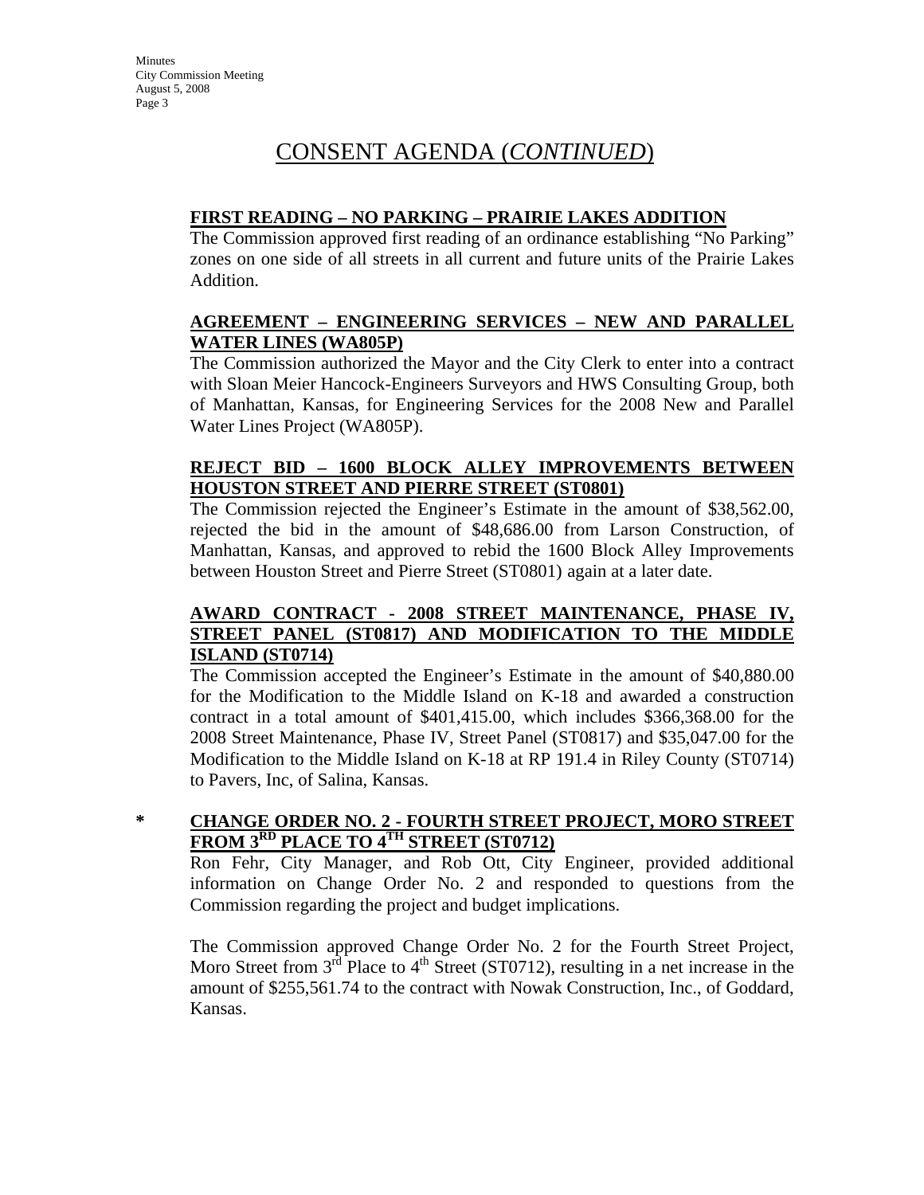# CONSENT AGENDA (*CONTINUED*)

**FIRST READING – NO PARKING – PRAIRIE LAKES ADDITION**

The Commission approved first reading of an ordinance establishing "No Parking" zones on one side of all streets in all current and future units of the Prairie Lakes Addition.

**AGREEMENT – ENGINEERING SERVICES – NEW AND PARALLEL WATER LINES (WA805P)**

The Commission authorized the Mayor and the City Clerk to enter into a contract with Sloan Meier Hancock-Engineers Surveyors and HWS Consulting Group, both of Manhattan, Kansas, for Engineering Services for the 2008 New and Parallel Water Lines Project (WA805P).

**REJECT BID – 1600 BLOCK ALLEY IMPROVEMENTS BETWEEN HOUSTON STREET AND PIERRE STREET (ST0801)**

The Commission rejected the Engineer's Estimate in the amount of $38,562.00, rejected the bid in the amount of $48,686.00 from Larson Construction, of Manhattan, Kansas, and approved to rebid the 1600 Block Alley Improvements between Houston Street and Pierre Street (ST0801) again at a later date.

**AWARD CONTRACT - 2008 STREET MAINTENANCE, PHASE IV, STREET PANEL (ST0817) AND MODIFICATION TO THE MIDDLE ISLAND (ST0714)**

The Commission accepted the Engineer's Estimate in the amount of $40,880.00 for the Modification to the Middle Island on K-18 and awarded a construction contract in a total amount of $401,415.00, which includes $366,368.00 for the 2008 Street Maintenance, Phase IV, Street Panel (ST0817) and $35,047.00 for the Modification to the Middle Island on K-18 at RP 191.4 in Riley County (ST0714) to Pavers, Inc, of Salina, Kansas.

**\* CHANGE ORDER NO. 2 - FOURTH STREET PROJECT, MORO STREET FROM 3RD PLACE TO 4TH STREET (ST0712)**

Ron Fehr, City Manager, and Rob Ott, City Engineer, provided additional information on Change Order No. 2 and responded to questions from the Commission regarding the project and budget implications.

The Commission approved Change Order No. 2 for the Fourth Street Project, Moro Street from 3rd Place to 4th Street (ST0712), resulting in a net increase in the amount of $255,561.74 to the contract with Nowak Construction, Inc., of Goddard, Kansas.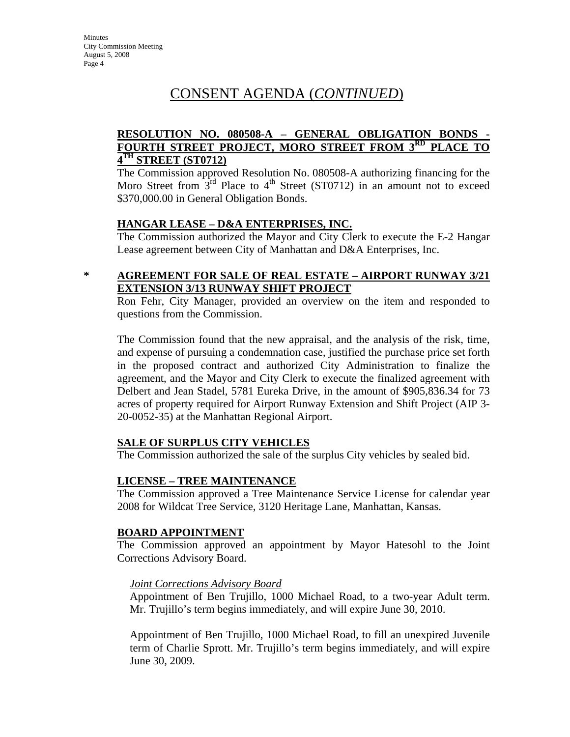# CONSENT AGENDA (*CONTINUED*)

**RESOLUTION NO. 080508-A – GENERAL OBLIGATION BONDS - FOURTH STREET PROJECT, MORO STREET FROM 3RD PLACE TO 4TH STREET (ST0712)**

The Commission approved Resolution No. 080508-A authorizing financing for the Moro Street from 3rd Place to 4th Street (ST0712) in an amount not to exceed $370,000.00 in General Obligation Bonds.

**HANGAR LEASE – D&A ENTERPRISES, INC.**

The Commission authorized the Mayor and City Clerk to execute the E-2 Hangar Lease agreement between City of Manhattan and D&A Enterprises, Inc.

\* **AGREEMENT FOR SALE OF REAL ESTATE – AIRPORT RUNWAY 3/21 EXTENSION 3/13 RUNWAY SHIFT PROJECT**

Ron Fehr, City Manager, provided an overview on the item and responded to questions from the Commission.

The Commission found that the new appraisal, and the analysis of the risk, time, and expense of pursuing a condemnation case, justified the purchase price set forth in the proposed contract and authorized City Administration to finalize the agreement, and the Mayor and City Clerk to execute the finalized agreement with Delbert and Jean Stadel, 5781 Eureka Drive, in the amount of $905,836.34 for 73 acres of property required for Airport Runway Extension and Shift Project (AIP 3-20-0052-35) at the Manhattan Regional Airport.

**SALE OF SURPLUS CITY VEHICLES**

The Commission authorized the sale of the surplus City vehicles by sealed bid.

**LICENSE – TREE MAINTENANCE**

The Commission approved a Tree Maintenance Service License for calendar year 2008 for Wildcat Tree Service, 3120 Heritage Lane, Manhattan, Kansas.

**BOARD APPOINTMENT**

The Commission approved an appointment by Mayor Hatesohl to the Joint Corrections Advisory Board.

*Joint Corrections Advisory Board*

Appointment of Ben Trujillo, 1000 Michael Road, to a two-year Adult term. Mr. Trujillo's term begins immediately, and will expire June 30, 2010.

Appointment of Ben Trujillo, 1000 Michael Road, to fill an unexpired Juvenile term of Charlie Sprott. Mr. Trujillo's term begins immediately, and will expire June 30, 2009.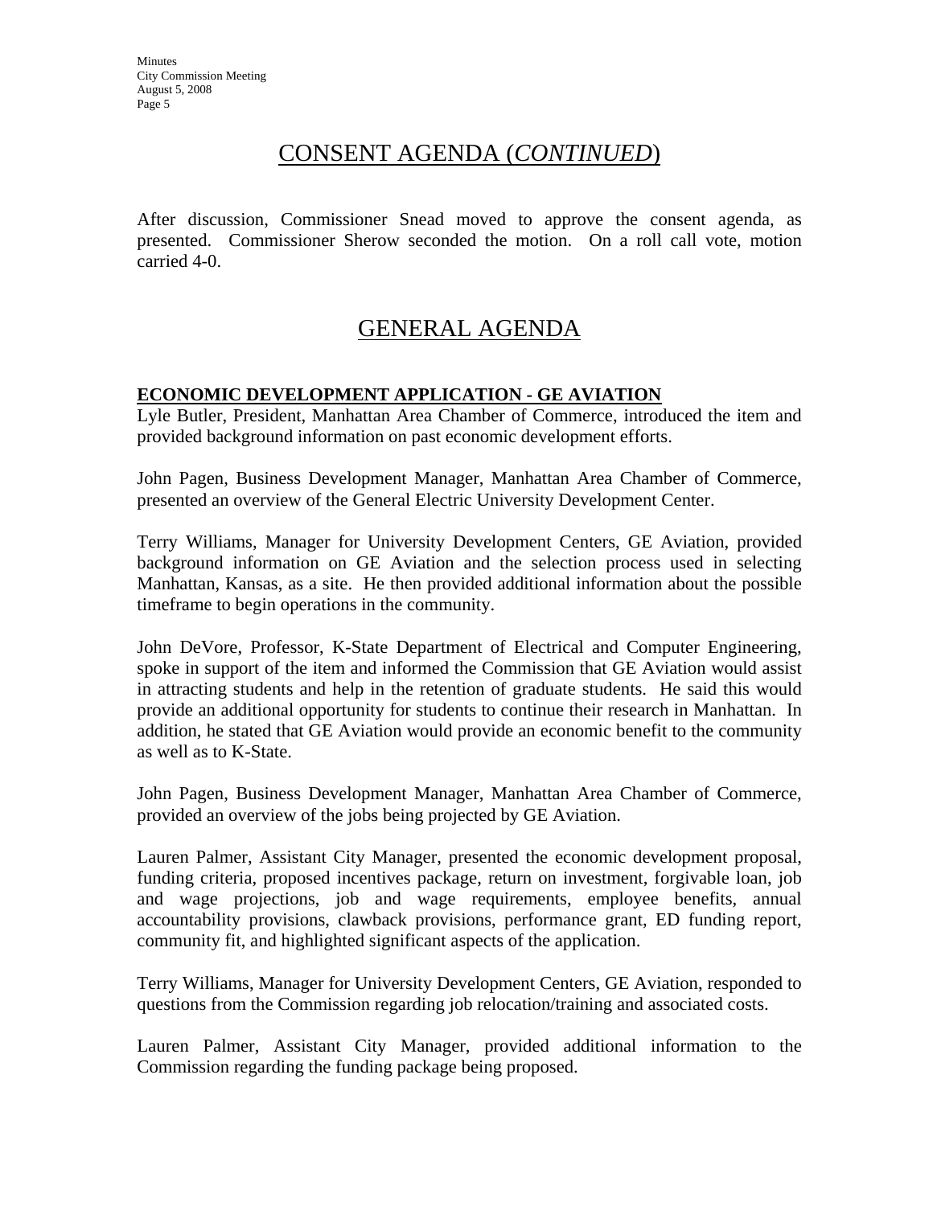## CONSENT AGENDA (*CONTINUED*)

After discussion, Commissioner Snead moved to approve the consent agenda, as presented. Commissioner Sherow seconded the motion. On a roll call vote, motion carried 4-0.

## GENERAL AGENDA

**ECONOMIC DEVELOPMENT APPLICATION - GE AVIATION**

Lyle Butler, President, Manhattan Area Chamber of Commerce, introduced the item and provided background information on past economic development efforts.

John Pagen, Business Development Manager, Manhattan Area Chamber of Commerce, presented an overview of the General Electric University Development Center.

Terry Williams, Manager for University Development Centers, GE Aviation, provided background information on GE Aviation and the selection process used in selecting Manhattan, Kansas, as a site. He then provided additional information about the possible timeframe to begin operations in the community.

John DeVore, Professor, K-State Department of Electrical and Computer Engineering, spoke in support of the item and informed the Commission that GE Aviation would assist in attracting students and help in the retention of graduate students. He said this would provide an additional opportunity for students to continue their research in Manhattan. In addition, he stated that GE Aviation would provide an economic benefit to the community as well as to K-State.

John Pagen, Business Development Manager, Manhattan Area Chamber of Commerce, provided an overview of the jobs being projected by GE Aviation.

Lauren Palmer, Assistant City Manager, presented the economic development proposal, funding criteria, proposed incentives package, return on investment, forgivable loan, job and wage projections, job and wage requirements, employee benefits, annual accountability provisions, clawback provisions, performance grant, ED funding report, community fit, and highlighted significant aspects of the application.

Terry Williams, Manager for University Development Centers, GE Aviation, responded to questions from the Commission regarding job relocation/training and associated costs.

Lauren Palmer, Assistant City Manager, provided additional information to the Commission regarding the funding package being proposed.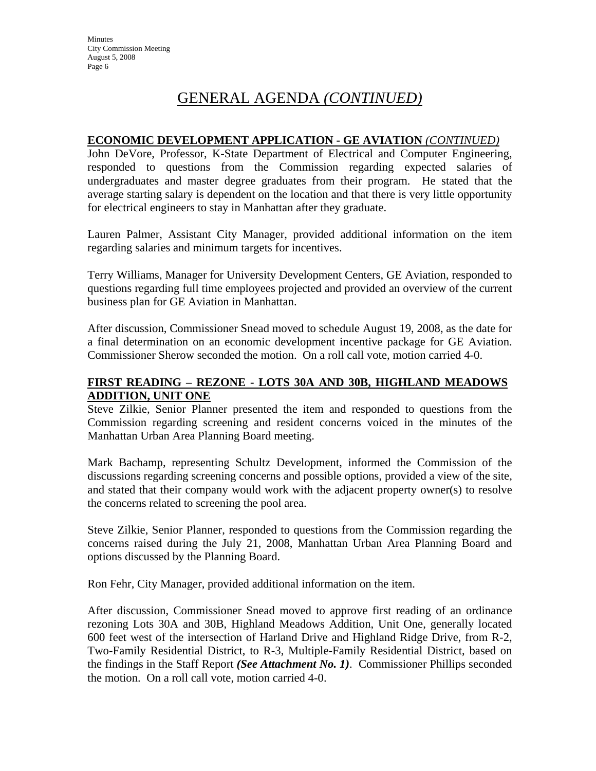# GENERAL AGENDA *(CONTINUED)*

**ECONOMIC DEVELOPMENT APPLICATION - GE AVIATION** *(CONTINUED)*

John DeVore, Professor, K-State Department of Electrical and Computer Engineering, responded to questions from the Commission regarding expected salaries of undergraduates and master degree graduates from their program. He stated that the average starting salary is dependent on the location and that there is very little opportunity for electrical engineers to stay in Manhattan after they graduate.

Lauren Palmer, Assistant City Manager, provided additional information on the item regarding salaries and minimum targets for incentives.

Terry Williams, Manager for University Development Centers, GE Aviation, responded to questions regarding full time employees projected and provided an overview of the current business plan for GE Aviation in Manhattan.

After discussion, Commissioner Snead moved to schedule August 19, 2008, as the date for a final determination on an economic development incentive package for GE Aviation. Commissioner Sherow seconded the motion. On a roll call vote, motion carried 4-0.

**FIRST READING – REZONE - LOTS 30A AND 30B, HIGHLAND MEADOWS ADDITION, UNIT ONE**

Steve Zilkie, Senior Planner presented the item and responded to questions from the Commission regarding screening and resident concerns voiced in the minutes of the Manhattan Urban Area Planning Board meeting.

Mark Bachamp, representing Schultz Development, informed the Commission of the discussions regarding screening concerns and possible options, provided a view of the site, and stated that their company would work with the adjacent property owner(s) to resolve the concerns related to screening the pool area.

Steve Zilkie, Senior Planner, responded to questions from the Commission regarding the concerns raised during the July 21, 2008, Manhattan Urban Area Planning Board and options discussed by the Planning Board.

Ron Fehr, City Manager, provided additional information on the item.

After discussion, Commissioner Snead moved to approve first reading of an ordinance rezoning Lots 30A and 30B, Highland Meadows Addition, Unit One, generally located 600 feet west of the intersection of Harland Drive and Highland Ridge Drive, from R-2, Two-Family Residential District, to R-3, Multiple-Family Residential District, based on the findings in the Staff Report ***(See Attachment No. 1)***. Commissioner Phillips seconded the motion. On a roll call vote, motion carried 4-0.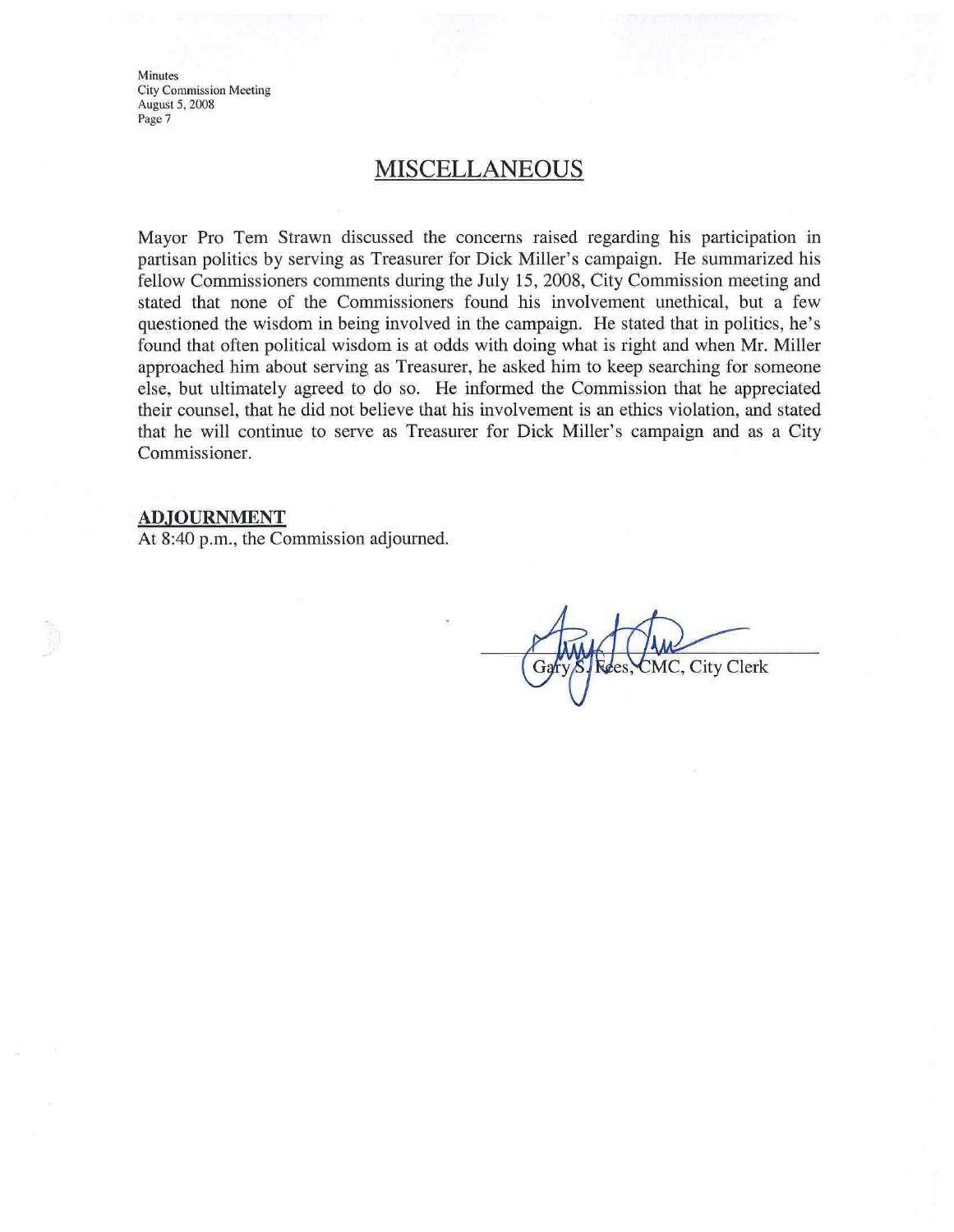## MISCELLANEOUS

Mayor Pro Tem Strawn discussed the concerns raised regarding his participation in partisan politics by serving as Treasurer for Dick Miller's campaign. He summarized his fellow Commissioners comments during the July 15, 2008, City Commission meeting and stated that none of the Commissioners found his involvement unethical, but a few questioned the wisdom in being involved in the campaign. He stated that in politics, he's found that often political wisdom is at odds with doing what is right and when Mr. Miller approached him about serving as Treasurer, he asked him to keep searching for someone else, but ultimately agreed to do so. He informed the Commission that he appreciated their counsel, that he did not believe that his involvement is an ethics violation, and stated that he will continue to serve as Treasurer for Dick Miller's campaign and as a City Commissioner.

**ADJOURNMENT**

At 8:40 p.m., the Commission adjourned.

Gary S. Rees, CMC, City Clerk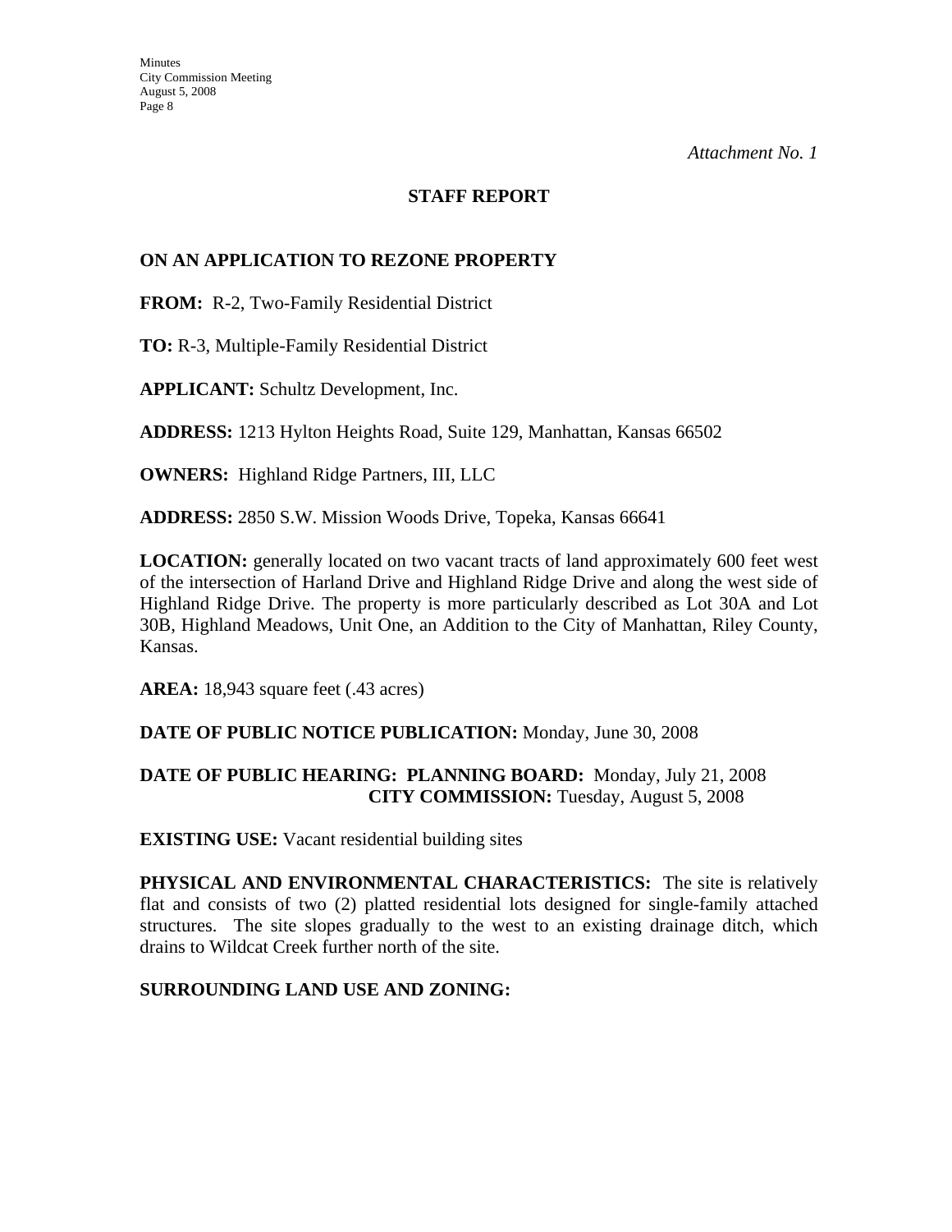*Attachment No. 1*

## STAFF REPORT

### ON AN APPLICATION TO REZONE PROPERTY

**FROM:** R-2, Two-Family Residential District

**TO:** R-3, Multiple-Family Residential District

**APPLICANT:** Schultz Development, Inc.

**ADDRESS:** 1213 Hylton Heights Road, Suite 129, Manhattan, Kansas 66502

**OWNERS:** Highland Ridge Partners, III, LLC

**ADDRESS:** 2850 S.W. Mission Woods Drive, Topeka, Kansas 66641

**LOCATION:** generally located on two vacant tracts of land approximately 600 feet west of the intersection of Harland Drive and Highland Ridge Drive and along the west side of Highland Ridge Drive. The property is more particularly described as Lot 30A and Lot 30B, Highland Meadows, Unit One, an Addition to the City of Manhattan, Riley County, Kansas.

**AREA:** 18,943 square feet (.43 acres)

**DATE OF PUBLIC NOTICE PUBLICATION:** Monday, June 30, 2008

**DATE OF PUBLIC HEARING: PLANNING BOARD:** Monday, July 21, 2008
**CITY COMMISSION:** Tuesday, August 5, 2008

**EXISTING USE:** Vacant residential building sites

**PHYSICAL AND ENVIRONMENTAL CHARACTERISTICS:** The site is relatively flat and consists of two (2) platted residential lots designed for single-family attached structures. The site slopes gradually to the west to an existing drainage ditch, which drains to Wildcat Creek further north of the site.

**SURROUNDING LAND USE AND ZONING:**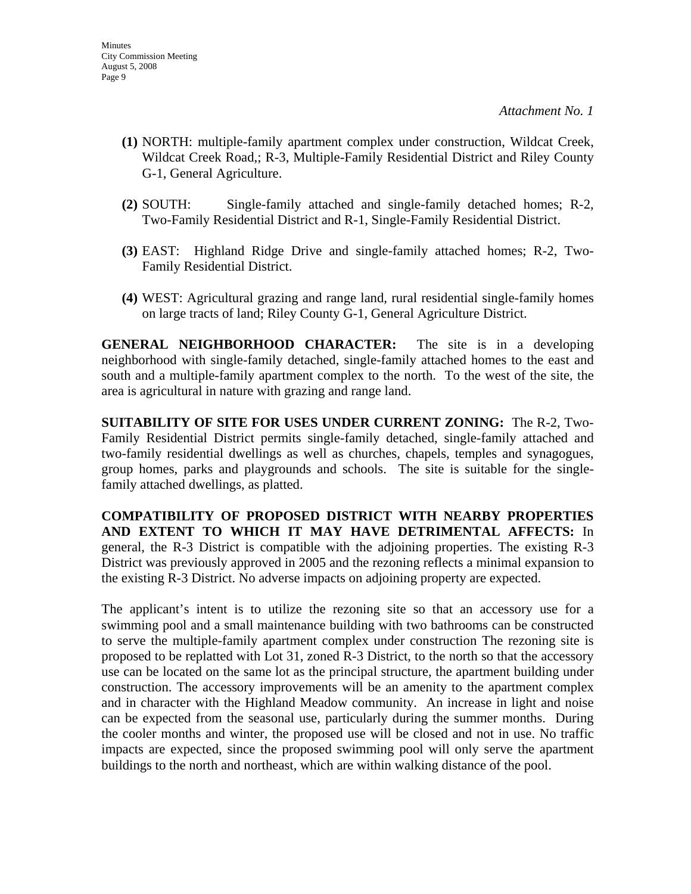*Attachment No. 1*

**(1)** NORTH: multiple-family apartment complex under construction, Wildcat Creek, Wildcat Creek Road,; R-3, Multiple-Family Residential District and Riley County G-1, General Agriculture.

**(2)** SOUTH: Single-family attached and single-family detached homes; R-2, Two-Family Residential District and R-1, Single-Family Residential District.

**(3)** EAST: Highland Ridge Drive and single-family attached homes; R-2, Two-Family Residential District.

**(4)** WEST: Agricultural grazing and range land, rural residential single-family homes on large tracts of land; Riley County G-1, General Agriculture District.

**GENERAL NEIGHBORHOOD CHARACTER:** The site is in a developing neighborhood with single-family detached, single-family attached homes to the east and south and a multiple-family apartment complex to the north. To the west of the site, the area is agricultural in nature with grazing and range land.

**SUITABILITY OF SITE FOR USES UNDER CURRENT ZONING:** The R-2, Two-Family Residential District permits single-family detached, single-family attached and two-family residential dwellings as well as churches, chapels, temples and synagogues, group homes, parks and playgrounds and schools. The site is suitable for the single-family attached dwellings, as platted.

**COMPATIBILITY OF PROPOSED DISTRICT WITH NEARBY PROPERTIES AND EXTENT TO WHICH IT MAY HAVE DETRIMENTAL AFFECTS:** In general, the R-3 District is compatible with the adjoining properties. The existing R-3 District was previously approved in 2005 and the rezoning reflects a minimal expansion to the existing R-3 District. No adverse impacts on adjoining property are expected.

The applicant's intent is to utilize the rezoning site so that an accessory use for a swimming pool and a small maintenance building with two bathrooms can be constructed to serve the multiple-family apartment complex under construction The rezoning site is proposed to be replatted with Lot 31, zoned R-3 District, to the north so that the accessory use can be located on the same lot as the principal structure, the apartment building under construction. The accessory improvements will be an amenity to the apartment complex and in character with the Highland Meadow community. An increase in light and noise can be expected from the seasonal use, particularly during the summer months. During the cooler months and winter, the proposed use will be closed and not in use. No traffic impacts are expected, since the proposed swimming pool will only serve the apartment buildings to the north and northeast, which are within walking distance of the pool.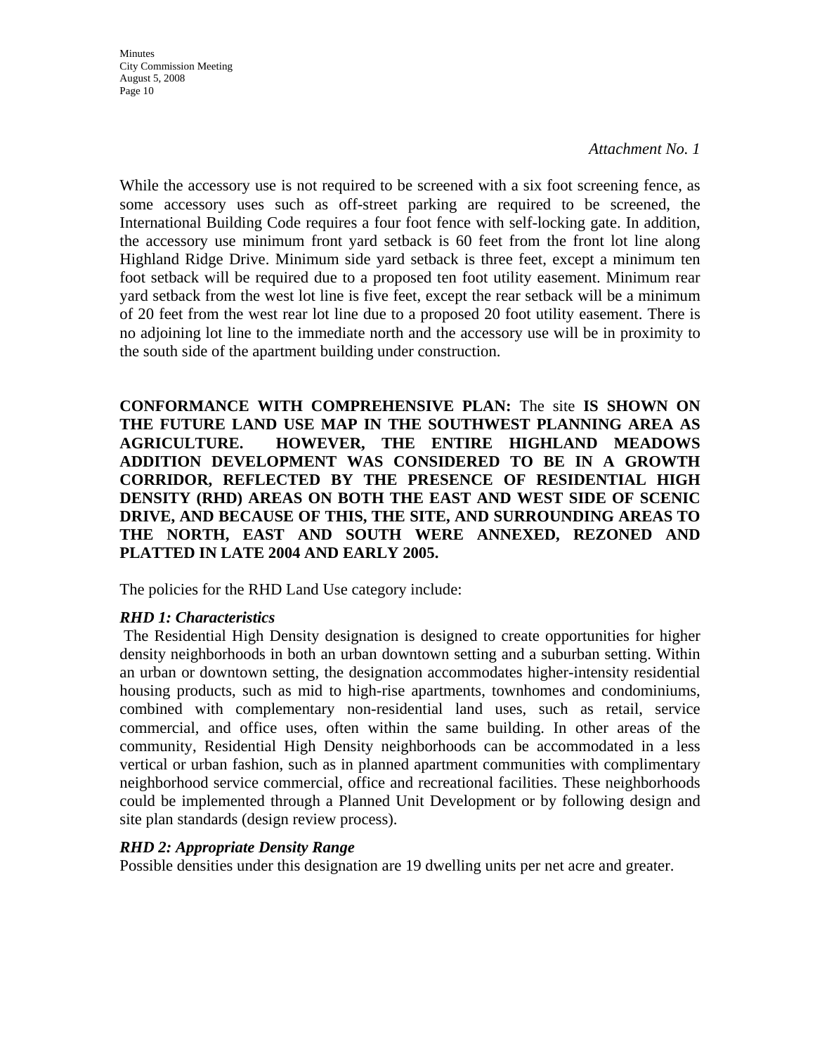*Attachment No. 1*

While the accessory use is not required to be screened with a six foot screening fence, as some accessory uses such as off-street parking are required to be screened, the International Building Code requires a four foot fence with self-locking gate. In addition, the accessory use minimum front yard setback is 60 feet from the front lot line along Highland Ridge Drive. Minimum side yard setback is three feet, except a minimum ten foot setback will be required due to a proposed ten foot utility easement. Minimum rear yard setback from the west lot line is five feet, except the rear setback will be a minimum of 20 feet from the west rear lot line due to a proposed 20 foot utility easement. There is no adjoining lot line to the immediate north and the accessory use will be in proximity to the south side of the apartment building under construction.

**CONFORMANCE WITH COMPREHENSIVE PLAN:** The site **IS SHOWN ON THE FUTURE LAND USE MAP IN THE SOUTHWEST PLANNING AREA AS AGRICULTURE. HOWEVER, THE ENTIRE HIGHLAND MEADOWS ADDITION DEVELOPMENT WAS CONSIDERED TO BE IN A GROWTH CORRIDOR, REFLECTED BY THE PRESENCE OF RESIDENTIAL HIGH DENSITY (RHD) AREAS ON BOTH THE EAST AND WEST SIDE OF SCENIC DRIVE, AND BECAUSE OF THIS, THE SITE, AND SURROUNDING AREAS TO THE NORTH, EAST AND SOUTH WERE ANNEXED, REZONED AND PLATTED IN LATE 2004 AND EARLY 2005.**

The policies for the RHD Land Use category include:

***RHD 1: Characteristics***

The Residential High Density designation is designed to create opportunities for higher density neighborhoods in both an urban downtown setting and a suburban setting. Within an urban or downtown setting, the designation accommodates higher-intensity residential housing products, such as mid to high-rise apartments, townhomes and condominiums, combined with complementary non-residential land uses, such as retail, service commercial, and office uses, often within the same building. In other areas of the community, Residential High Density neighborhoods can be accommodated in a less vertical or urban fashion, such as in planned apartment communities with complimentary neighborhood service commercial, office and recreational facilities. These neighborhoods could be implemented through a Planned Unit Development or by following design and site plan standards (design review process).

***RHD 2: Appropriate Density Range***

Possible densities under this designation are 19 dwelling units per net acre and greater.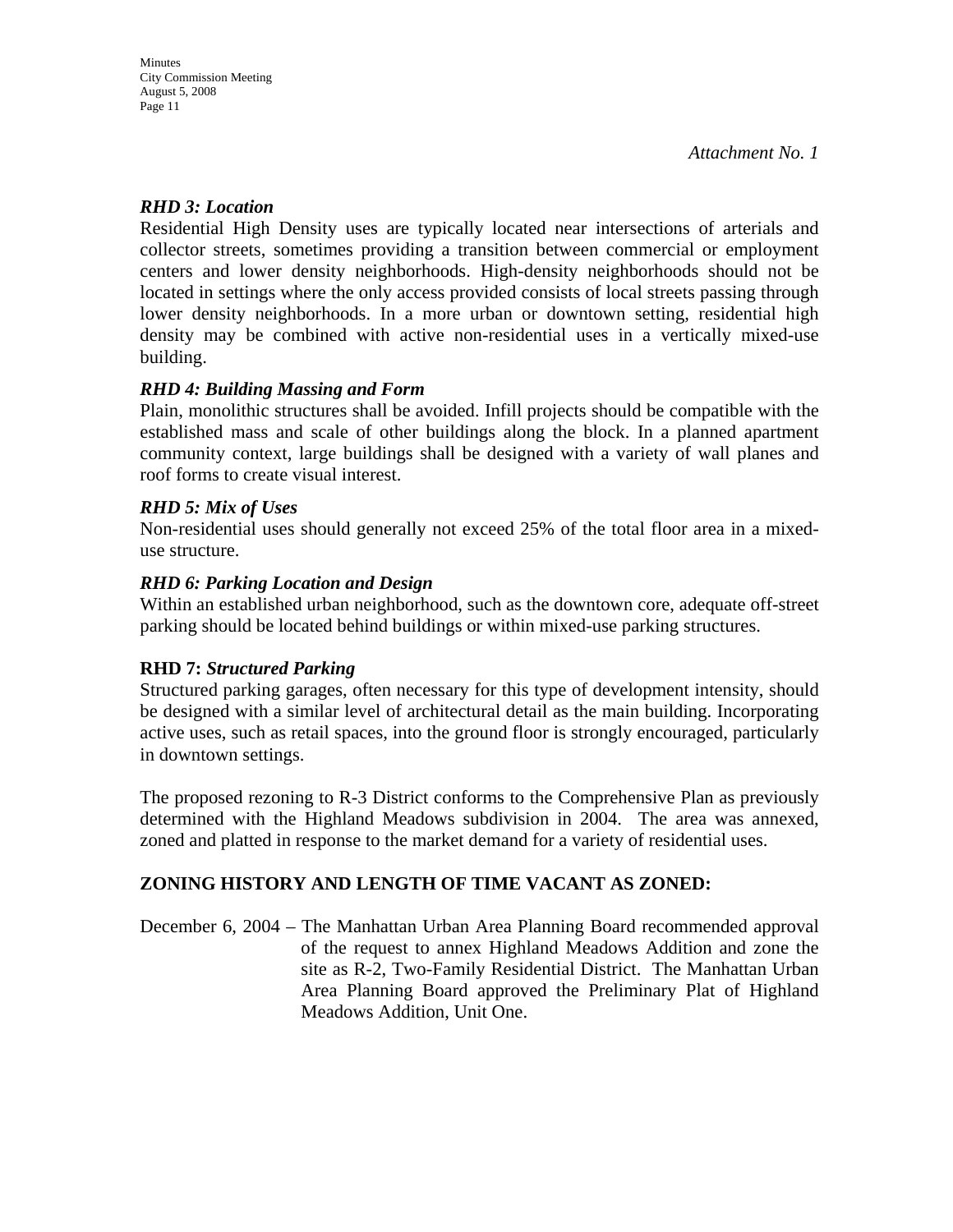*Attachment No. 1*

***RHD 3: Location***

Residential High Density uses are typically located near intersections of arterials and collector streets, sometimes providing a transition between commercial or employment centers and lower density neighborhoods. High-density neighborhoods should not be located in settings where the only access provided consists of local streets passing through lower density neighborhoods. In a more urban or downtown setting, residential high density may be combined with active non-residential uses in a vertically mixed-use building.

***RHD 4: Building Massing and Form***

Plain, monolithic structures shall be avoided. Infill projects should be compatible with the established mass and scale of other buildings along the block. In a planned apartment community context, large buildings shall be designed with a variety of wall planes and roof forms to create visual interest.

***RHD 5: Mix of Uses***

Non-residential uses should generally not exceed 25% of the total floor area in a mixed-use structure.

***RHD 6: Parking Location and Design***

Within an established urban neighborhood, such as the downtown core, adequate off-street parking should be located behind buildings or within mixed-use parking structures.

**RHD 7:** ***Structured Parking***

Structured parking garages, often necessary for this type of development intensity, should be designed with a similar level of architectural detail as the main building. Incorporating active uses, such as retail spaces, into the ground floor is strongly encouraged, particularly in downtown settings.

The proposed rezoning to R-3 District conforms to the Comprehensive Plan as previously determined with the Highland Meadows subdivision in 2004. The area was annexed, zoned and platted in response to the market demand for a variety of residential uses.

**ZONING HISTORY AND LENGTH OF TIME VACANT AS ZONED:**

December 6, 2004 – The Manhattan Urban Area Planning Board recommended approval of the request to annex Highland Meadows Addition and zone the site as R-2, Two-Family Residential District. The Manhattan Urban Area Planning Board approved the Preliminary Plat of Highland Meadows Addition, Unit One.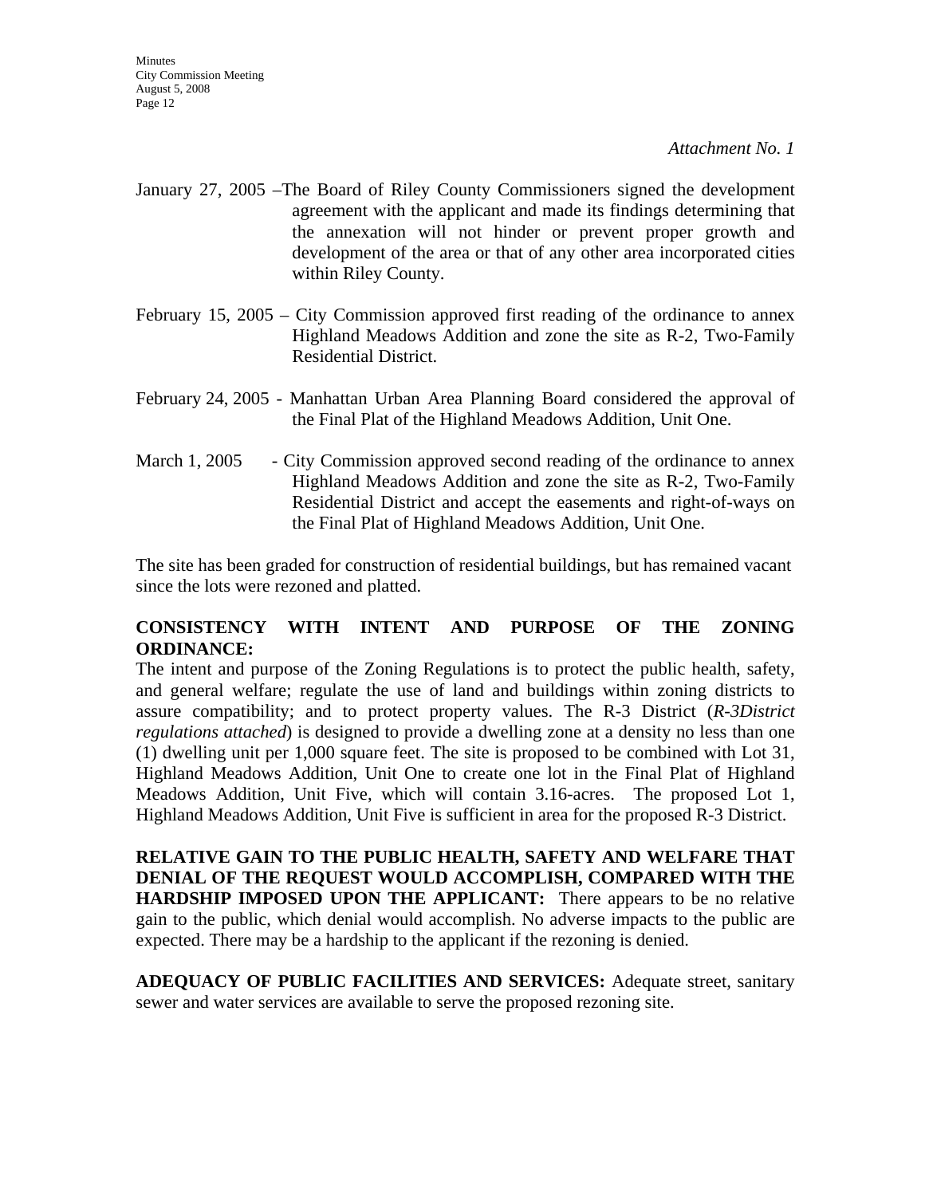*Attachment No. 1*

January 27, 2005 –The Board of Riley County Commissioners signed the development agreement with the applicant and made its findings determining that the annexation will not hinder or prevent proper growth and development of the area or that of any other area incorporated cities within Riley County.

February 15, 2005 – City Commission approved first reading of the ordinance to annex Highland Meadows Addition and zone the site as R-2, Two-Family Residential District.

February 24, 2005 - Manhattan Urban Area Planning Board considered the approval of the Final Plat of the Highland Meadows Addition, Unit One.

March 1, 2005 - City Commission approved second reading of the ordinance to annex Highland Meadows Addition and zone the site as R-2, Two-Family Residential District and accept the easements and right-of-ways on the Final Plat of Highland Meadows Addition, Unit One.

The site has been graded for construction of residential buildings, but has remained vacant since the lots were rezoned and platted.

**CONSISTENCY WITH INTENT AND PURPOSE OF THE ZONING ORDINANCE:**
The intent and purpose of the Zoning Regulations is to protect the public health, safety, and general welfare; regulate the use of land and buildings within zoning districts to assure compatibility; and to protect property values. The R-3 District (*R-3District regulations attached*) is designed to provide a dwelling zone at a density no less than one (1) dwelling unit per 1,000 square feet. The site is proposed to be combined with Lot 31, Highland Meadows Addition, Unit One to create one lot in the Final Plat of Highland Meadows Addition, Unit Five, which will contain 3.16-acres. The proposed Lot 1, Highland Meadows Addition, Unit Five is sufficient in area for the proposed R-3 District.

**RELATIVE GAIN TO THE PUBLIC HEALTH, SAFETY AND WELFARE THAT DENIAL OF THE REQUEST WOULD ACCOMPLISH, COMPARED WITH THE HARDSHIP IMPOSED UPON THE APPLICANT:** There appears to be no relative gain to the public, which denial would accomplish. No adverse impacts to the public are expected. There may be a hardship to the applicant if the rezoning is denied.

**ADEQUACY OF PUBLIC FACILITIES AND SERVICES:** Adequate street, sanitary sewer and water services are available to serve the proposed rezoning site.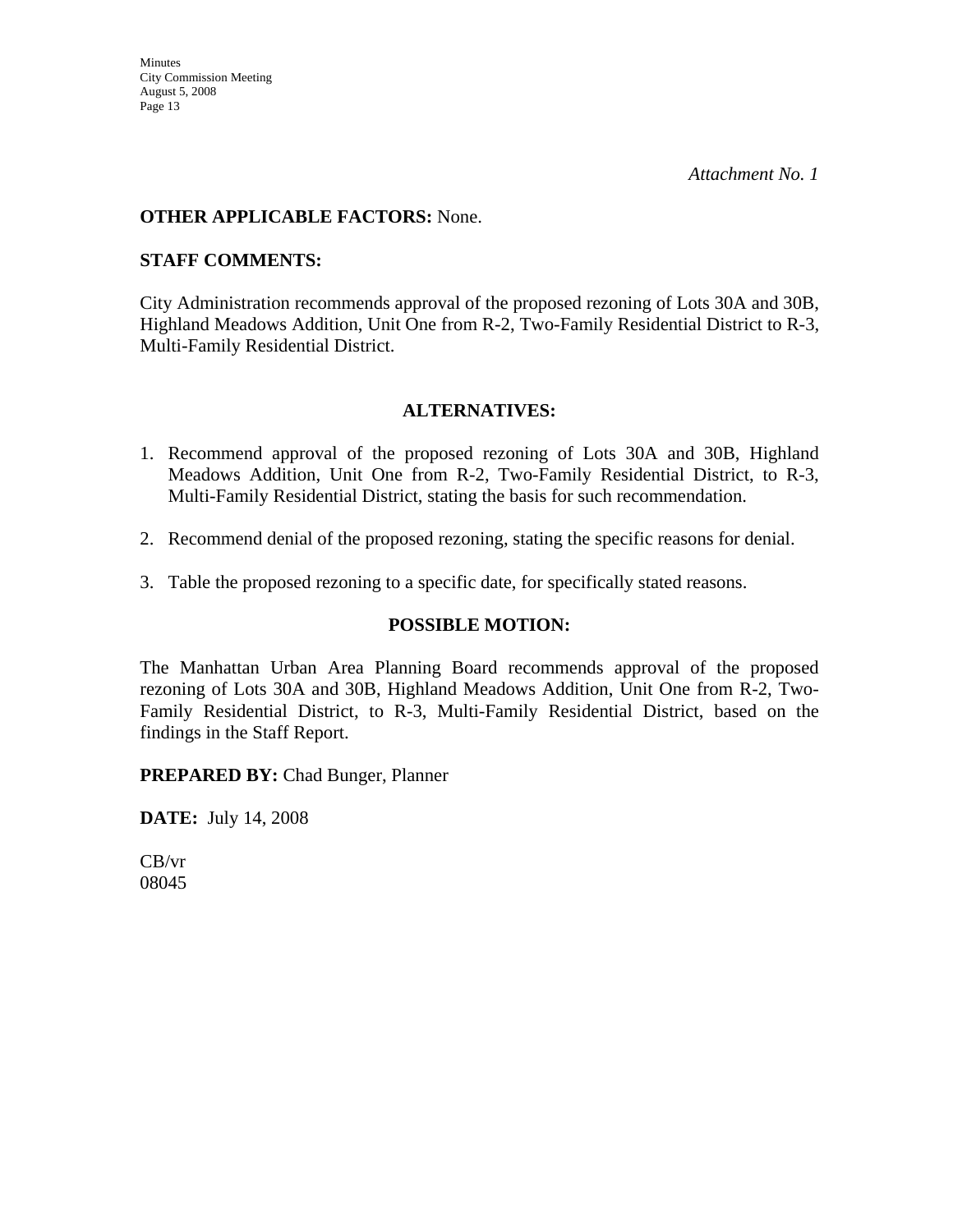*Attachment No. 1*

**OTHER APPLICABLE FACTORS:** None.

**STAFF COMMENTS:**

City Administration recommends approval of the proposed rezoning of Lots 30A and 30B, Highland Meadows Addition, Unit One from R-2, Two-Family Residential District to R-3, Multi-Family Residential District.

## ALTERNATIVES:

1. Recommend approval of the proposed rezoning of Lots 30A and 30B, Highland Meadows Addition, Unit One from R-2, Two-Family Residential District, to R-3, Multi-Family Residential District, stating the basis for such recommendation.

2. Recommend denial of the proposed rezoning, stating the specific reasons for denial.

3. Table the proposed rezoning to a specific date, for specifically stated reasons.

## POSSIBLE MOTION:

The Manhattan Urban Area Planning Board recommends approval of the proposed rezoning of Lots 30A and 30B, Highland Meadows Addition, Unit One from R-2, Two-Family Residential District, to R-3, Multi-Family Residential District, based on the findings in the Staff Report.

**PREPARED BY:** Chad Bunger, Planner

**DATE:** July 14, 2008

CB/vr
08045